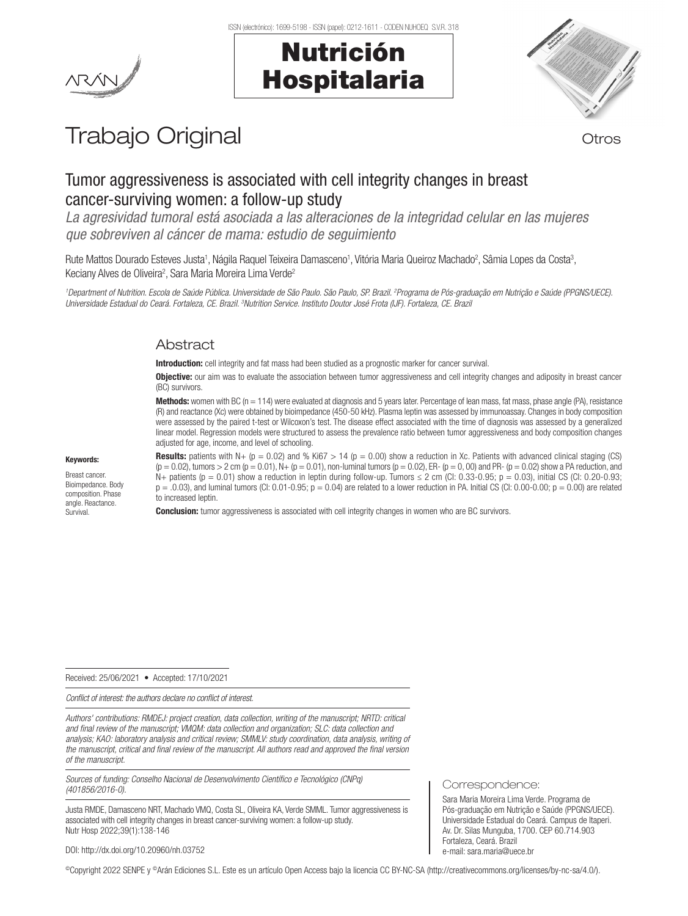# Trabajo Original

Otros

## Tumor aggressiveness is associated with cell integrity changes in breast cancer-surviving women: a follow-up study

*La agresividad tumoral está asociada a las alteraciones de la integridad celular en las mujeres que sobreviven al cáncer de mama: estudio de seguimiento*

Rute Mattos Dourado Esteves Justa[1], Nágila Raquel Teixeira Damasceno[1], Vitória Maria Queiroz Machado[2], Sâmia Lopes da Costa[3], Keciany Alves de Oliveira[2], Sara Maria Moreira Lima Verde[2]

*[1]Department of Nutrition. Escola de Saúde Pública. Universidade de São Paulo. São Paulo, SP. Brazil. [2]Programa de Pós-graduação em Nutrição e Saúde (PPGNS/UECE). Universidade Estadual do Ceará. Fortaleza, CE. Brazil. [3]Nutrition Service. Instituto Doutor José Frota (IJF). Fortaleza, CE. Brazil*

## Abstract

**Introduction:** cell integrity and fat mass had been studied as a prognostic marker for cancer survival.

**Objective:** our aim was to evaluate the association between tumor aggressiveness and cell integrity changes and adiposity in breast cancer (BC) survivors.

**Methods:** women with BC (n = 114) were evaluated at diagnosis and 5 years later. Percentage of lean mass, fat mass, phase angle (PA), resistance (R) and reactance (Xc) were obtained by bioimpedance (450-50 kHz). Plasma leptin was assessed by immunoassay. Changes in body composition were assessed by the paired t-test or Wilcoxon's test. The disease effect associated with the time of diagnosis was assessed by a generalized linear model. Regression models were structured to assess the prevalence ratio between tumor aggressiveness and body composition changes adjusted for age, income, and level of schooling.

**Results:** patients with N+ (p = 0.02) and % Ki67 > 14 (p = 0.00) show a reduction in Xc. Patients with advanced clinical staging (CS) (p = 0.02), tumors > 2 cm (p = 0.01), N+ (p = 0.01), non-luminal tumors (p = 0.02), ER- (p = 0, 00) and PR- (p = 0.02) show a PA reduction, and N+ patients (p = 0.01) show a reduction in leptin during follow-up. Tumors ≤ 2 cm (CI: 0.33-0.95; p = 0.03), initial CS (CI: 0.20-0.93; p = .0.03), and luminal tumors (CI: 0.01-0.95; p = 0.04) are related to a lower reduction in PA. Initial CS (CI: 0.00-0.00; p = 0.00) are related to increased leptin.

**Conclusion:** tumor aggressiveness is associated with cell integrity changes in women who are BC survivors.

**Keywords:**

Breast cancer. Bioimpedance. Body composition. Phase angle. Reactance. Survival.

Received: 25/06/2021 • Accepted: 17/10/2021

*Conflict of interest: the authors declare no conflict of interest.*

*Authors' contributions: RMDEJ: project creation, data collection, writing of the manuscript; NRTD: critical and final review of the manuscript; VMQM: data collection and organization; SLC: data collection and analysis; KAO: laboratory analysis and critical review; SMMLV: study coordination, data analysis, writing of the manuscript, critical and final review of the manuscript. All authors read and approved the final version of the manuscript.*

*Sources of funding: Conselho Nacional de Desenvolvimento Científico e Tecnológico (CNPq) (401856/2016-0).*

Justa RMDE, Damasceno NRT, Machado VMQ, Costa SL, Oliveira KA, Verde SMML. Tumor aggressiveness is associated with cell integrity changes in breast cancer-surviving women: a follow-up study. Nutr Hosp 2022;39(1):138-146

DOI: http://dx.doi.org/10.20960/nh.03752

Correspondence:

Sara Maria Moreira Lima Verde. Programa de Pós-graduação em Nutrição e Saúde (PPGNS/UECE). Universidade Estadual do Ceará. Campus de Itaperi. Av. Dr. Silas Munguba, 1700. CEP 60.714.903 Fortaleza, Ceará. Brazil
e-mail: sara.maria@uece.br

©Copyright 2022 SENPE y ©Arán Ediciones S.L. Este es un artículo Open Access bajo la licencia CC BY-NC-SA (http://creativecommons.org/licenses/by-nc-sa/4.0/).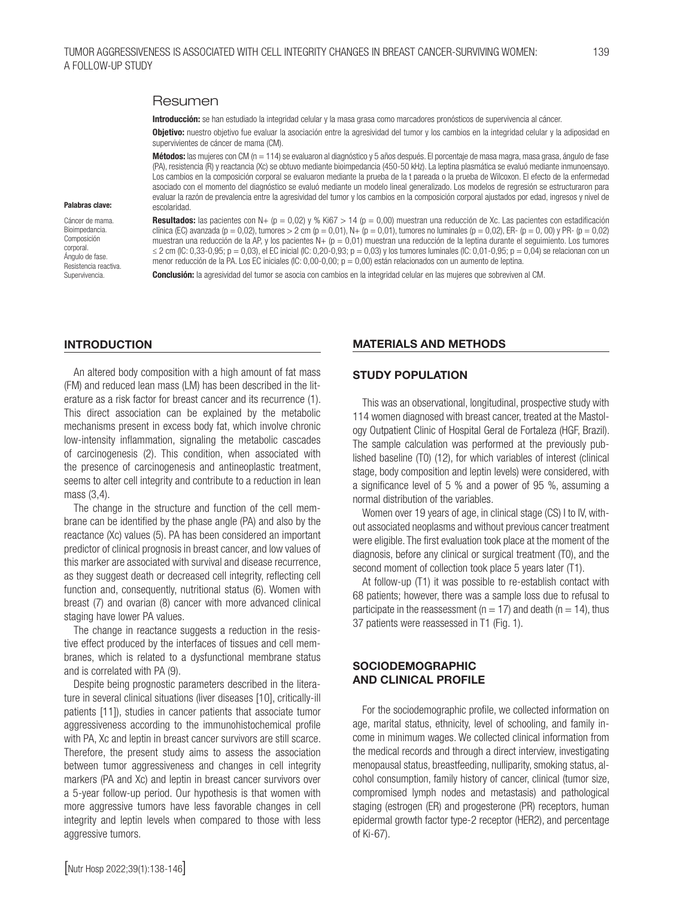## Resumen

**Introducción:** se han estudiado la integridad celular y la masa grasa como marcadores pronósticos de supervivencia al cáncer.

**Objetivo:** nuestro objetivo fue evaluar la asociación entre la agresividad del tumor y los cambios en la integridad celular y la adiposidad en supervivientes de cáncer de mama (CM).

**Métodos:** las mujeres con CM (n = 114) se evaluaron al diagnóstico y 5 años después. El porcentaje de masa magra, masa grasa, ángulo de fase (PA), resistencia (R) y reactancia (Xc) se obtuvo mediante bioimpedancia (450-50 kHz). La leptina plasmática se evaluó mediante inmunoensayo. Los cambios en la composición corporal se evaluaron mediante la prueba de la t pareada o la prueba de Wilcoxon. El efecto de la enfermedad asociado con el momento del diagnóstico se evaluó mediante un modelo lineal generalizado. Los modelos de regresión se estructuraron para evaluar la razón de prevalencia entre la agresividad del tumor y los cambios en la composición corporal ajustados por edad, ingresos y nivel de escolaridad.

**Resultados:** las pacientes con N+ (p = 0,02) y % Ki67 > 14 (p = 0,00) muestran una reducción de Xc. Las pacientes con estadificación clínica (EC) avanzada (p = 0,02), tumores > 2 cm (p = 0,01), N+ (p = 0,01), tumores no luminales (p = 0,02), ER- (p = 0, 00) y PR- (p = 0,02) muestran una reducción de la AP, y los pacientes N+ (p = 0,01) muestran una reducción de la leptina durante el seguimiento. Los tumores ≤ 2 cm (IC: 0,33-0,95; p = 0,03), el EC inicial (IC: 0,20-0,93; p = 0,03) y los tumores luminales (IC: 0,01-0,95; p = 0,04) se relacionan con un menor reducción de la PA. Los EC iniciales (IC: 0,00-0,00; p = 0,00) están relacionados con un aumento de leptina.

**Conclusión:** la agresividad del tumor se asocia con cambios en la integridad celular en las mujeres que sobreviven al CM.

**Palabras clave:**

Cáncer de mama. Bioimpedancia. Composición corporal. Ángulo de fase. Resistencia reactiva. Supervivencia.

## INTRODUCTION

An altered body composition with a high amount of fat mass (FM) and reduced lean mass (LM) has been described in the literature as a risk factor for breast cancer and its recurrence (1). This direct association can be explained by the metabolic mechanisms present in excess body fat, which involve chronic low-intensity inflammation, signaling the metabolic cascades of carcinogenesis (2). This condition, when associated with the presence of carcinogenesis and antineoplastic treatment, seems to alter cell integrity and contribute to a reduction in lean mass (3,4).

The change in the structure and function of the cell membrane can be identified by the phase angle (PA) and also by the reactance (Xc) values (5). PA has been considered an important predictor of clinical prognosis in breast cancer, and low values of this marker are associated with survival and disease recurrence, as they suggest death or decreased cell integrity, reflecting cell function and, consequently, nutritional status (6). Women with breast (7) and ovarian (8) cancer with more advanced clinical staging have lower PA values.

The change in reactance suggests a reduction in the resistive effect produced by the interfaces of tissues and cell membranes, which is related to a dysfunctional membrane status and is correlated with PA (9).

Despite being prognostic parameters described in the literature in several clinical situations (liver diseases [10], critically-ill patients [11]), studies in cancer patients that associate tumor aggressiveness according to the immunohistochemical profile with PA, Xc and leptin in breast cancer survivors are still scarce. Therefore, the present study aims to assess the association between tumor aggressiveness and changes in cell integrity markers (PA and Xc) and leptin in breast cancer survivors over a 5-year follow-up period. Our hypothesis is that women with more aggressive tumors have less favorable changes in cell integrity and leptin levels when compared to those with less aggressive tumors.

## MATERIALS AND METHODS

### STUDY POPULATION

This was an observational, longitudinal, prospective study with 114 women diagnosed with breast cancer, treated at the Mastology Outpatient Clinic of Hospital Geral de Fortaleza (HGF, Brazil). The sample calculation was performed at the previously published baseline (T0) (12), for which variables of interest (clinical stage, body composition and leptin levels) were considered, with a significance level of 5 % and a power of 95 %, assuming a normal distribution of the variables.

Women over 19 years of age, in clinical stage (CS) I to IV, without associated neoplasms and without previous cancer treatment were eligible. The first evaluation took place at the moment of the diagnosis, before any clinical or surgical treatment (T0), and the second moment of collection took place 5 years later (T1).

At follow-up (T1) it was possible to re-establish contact with 68 patients; however, there was a sample loss due to refusal to participate in the reassessment (n = 17) and death (n = 14), thus 37 patients were reassessed in T1 (Fig. 1).

### SOCIODEMOGRAPHIC AND CLINICAL PROFILE

For the sociodemographic profile, we collected information on age, marital status, ethnicity, level of schooling, and family income in minimum wages. We collected clinical information from the medical records and through a direct interview, investigating menopausal status, breastfeeding, nulliparity, smoking status, alcohol consumption, family history of cancer, clinical (tumor size, compromised lymph nodes and metastasis) and pathological staging (estrogen (ER) and progesterone (PR) receptors, human epidermal growth factor type-2 receptor (HER2), and percentage of Ki-67).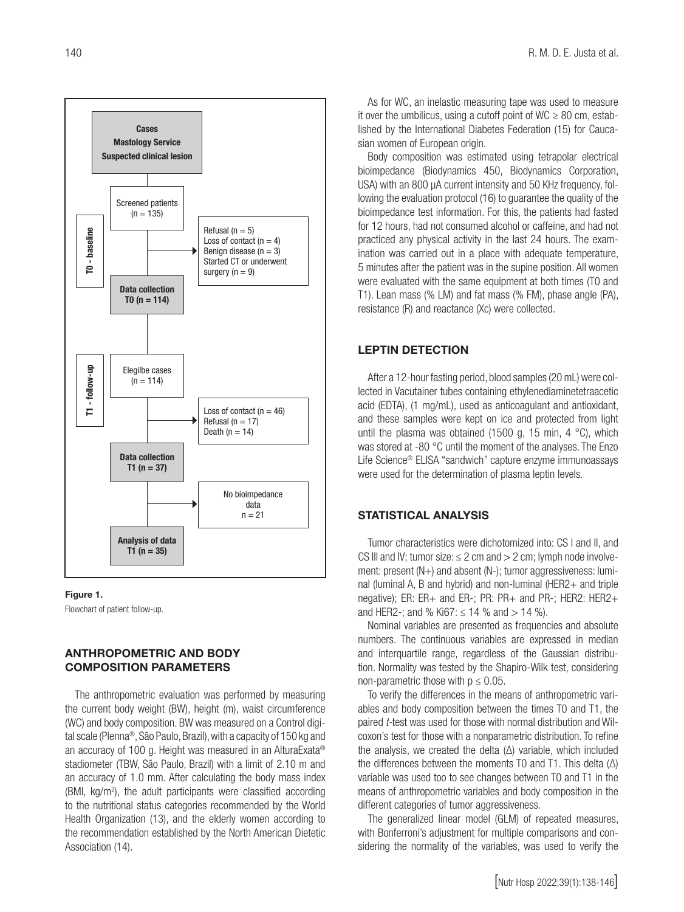Figure 1.

Flowchart of patient follow-up.

## ANTHROPOMETRIC AND BODY COMPOSITION PARAMETERS

The anthropometric evaluation was performed by measuring the current body weight (BW), height (m), waist circumference (WC) and body composition. BW was measured on a Control digital scale (Plenna®, São Paulo, Brazil), with a capacity of 150 kg and an accuracy of 100 g. Height was measured in an AlturaExata® stadiometer (TBW, São Paulo, Brazil) with a limit of 2.10 m and an accuracy of 1.0 mm. After calculating the body mass index (BMI, kg/m$^2$), the adult participants were classified according to the nutritional status categories recommended by the World Health Organization (13), and the elderly women according to the recommendation established by the North American Dietetic Association (14).

As for WC, an inelastic measuring tape was used to measure it over the umbilicus, using a cutoff point of WC $\geq$ 80 cm, established by the International Diabetes Federation (15) for Caucasian women of European origin.

Body composition was estimated using tetrapolar electrical bioimpedance (Biodynamics 450, Biodynamics Corporation, USA) with an 800 µA current intensity and 50 KHz frequency, following the evaluation protocol (16) to guarantee the quality of the bioimpedance test information. For this, the patients had fasted for 12 hours, had not consumed alcohol or caffeine, and had not practiced any physical activity in the last 24 hours. The examination was carried out in a place with adequate temperature, 5 minutes after the patient was in the supine position. All women were evaluated with the same equipment at both times (T0 and T1). Lean mass (% LM) and fat mass (% FM), phase angle (PA), resistance (R) and reactance (Xc) were collected.

## LEPTIN DETECTION

After a 12-hour fasting period, blood samples (20 mL) were collected in Vacutainer tubes containing ethylenediaminetetraacetic acid (EDTA), (1 mg/mL), used as anticoagulant and antioxidant, and these samples were kept on ice and protected from light until the plasma was obtained (1500 g, 15 min, 4 °C), which was stored at -80 °C until the moment of the analyses. The Enzo Life Science® ELISA "sandwich" capture enzyme immunoassays were used for the determination of plasma leptin levels.

## STATISTICAL ANALYSIS

Tumor characteristics were dichotomized into: CS I and II, and CS III and IV; tumor size: $\leq$ 2 cm and > 2 cm; lymph node involvement: present (N+) and absent (N-); tumor aggressiveness: luminal (luminal A, B and hybrid) and non-luminal (HER2+ and triple negative); ER: ER+ and ER-; PR: PR+ and PR-; HER2: HER2+ and HER2-; and % Ki67: $\leq$ 14 % and > 14 %).

Nominal variables are presented as frequencies and absolute numbers. The continuous variables are expressed in median and interquartile range, regardless of the Gaussian distribution. Normality was tested by the Shapiro-Wilk test, considering non-parametric those with $p \leq 0.05$.

To verify the differences in the means of anthropometric variables and body composition between the times T0 and T1, the paired *t*-test was used for those with normal distribution and Wilcoxon's test for those with a nonparametric distribution. To refine the analysis, we created the delta ($\Delta$) variable, which included the differences between the moments T0 and T1. This delta ($\Delta$) variable was used too to see changes between T0 and T1 in the means of anthropometric variables and body composition in the different categories of tumor aggressiveness.

The generalized linear model (GLM) of repeated measures, with Bonferroni's adjustment for multiple comparisons and considering the normality of the variables, was used to verify the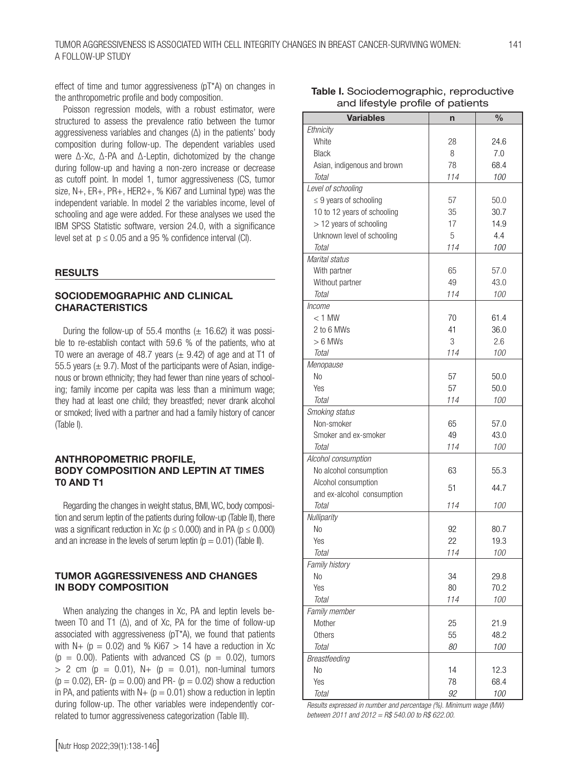effect of time and tumor aggressiveness (pT*A) on changes in the anthropometric profile and body composition.

Poisson regression models, with a robust estimator, were structured to assess the prevalence ratio between the tumor aggressiveness variables and changes (Δ) in the patients' body composition during follow-up. The dependent variables used were Δ-Xc, Δ-PA and Δ-Leptin, dichotomized by the change during follow-up and having a non-zero increase or decrease as cutoff point. In model 1, tumor aggressiveness (CS, tumor size, N+, ER+, PR+, HER2+, % Ki67 and Luminal type) was the independent variable. In model 2 the variables income, level of schooling and age were added. For these analyses we used the IBM SPSS Statistic software, version 24.0, with a significance level set at $p \leq 0.05$ and a 95 % confidence interval (CI).

## RESULTS

### SOCIODEMOGRAPHIC AND CLINICAL CHARACTERISTICS

During the follow-up of 55.4 months (± 16.62) it was possible to re-establish contact with 59.6 % of the patients, who at T0 were an average of 48.7 years (± 9.42) of age and at T1 of 55.5 years (± 9.7). Most of the participants were of Asian, indigenous or brown ethnicity; they had fewer than nine years of schooling; family income per capita was less than a minimum wage; they had at least one child; they breastfed; never drank alcohol or smoked; lived with a partner and had a family history of cancer (Table I).

### ANTHROPOMETRIC PROFILE, BODY COMPOSITION AND LEPTIN AT TIMES T0 AND T1

Regarding the changes in weight status, BMI, WC, body composition and serum leptin of the patients during follow-up (Table II), there was a significant reduction in Xc ($p \leq 0.000$) and in PA ($p \leq 0.000$) and an increase in the levels of serum leptin ($p = 0.01$) (Table II).

### TUMOR AGGRESSIVENESS AND CHANGES IN BODY COMPOSITION

When analyzing the changes in Xc, PA and leptin levels between T0 and T1 (Δ), and of Xc, PA for the time of follow-up associated with aggressiveness (pT*A), we found that patients with N+ ($p = 0.02$) and % Ki67 > 14 have a reduction in Xc ($p = 0.00$). Patients with advanced CS ($p = 0.02$), tumors > 2 cm ($p = 0.01$), N+ ($p = 0.01$), non-luminal tumors ($p = 0.02$), ER- ($p = 0.00$) and PR- ($p = 0.02$) show a reduction in PA, and patients with N+ ($p = 0.01$) show a reduction in leptin during follow-up. The other variables were independently correlated to tumor aggressiveness categorization (Table III).

**Table I.** Sociodemographic, reproductive and lifestyle profile of patients

| Variables | n | % |
|---|---|---|
| *Ethnicity* | | |
| White | 28 | 24.6 |
| Black | 8 | 7.0 |
| Asian, indigenous and brown | 78 | 68.4 |
| *Total* | *114* | *100* |
| *Level of schooling* | | |
| ≤ 9 years of schooling | 57 | 50.0 |
| 10 to 12 years of schooling | 35 | 30.7 |
| > 12 years of schooling | 17 | 14.9 |
| Unknown level of schooling | 5 | 4.4 |
| *Total* | *114* | *100* |
| *Marital status* | | |
| With partner | 65 | 57.0 |
| Without partner | 49 | 43.0 |
| *Total* | *114* | *100* |
| *Income* | | |
| < 1 MW | 70 | 61.4 |
| 2 to 6 MWs | 41 | 36.0 |
| > 6 MWs | 3 | 2.6 |
| *Total* | *114* | *100* |
| *Menopause* | | |
| No | 57 | 50.0 |
| Yes | 57 | 50.0 |
| *Total* | *114* | *100* |
| *Smoking status* | | |
| Non-smoker | 65 | 57.0 |
| Smoker and ex-smoker | 49 | 43.0 |
| *Total* | *114* | *100* |
| *Alcohol consumption* | | |
| No alcohol consumption | 63 | 55.3 |
| Alcohol consumption and ex-alcohol consumption | 51 | 44.7 |
| *Total* | *114* | *100* |
| *Nulliparity* | | |
| No | 92 | 80.7 |
| Yes | 22 | 19.3 |
| *Total* | *114* | *100* |
| *Family history* | | |
| No | 34 | 29.8 |
| Yes | 80 | 70.2 |
| *Total* | *114* | *100* |
| *Family member* | | |
| Mother | 25 | 21.9 |
| Others | 55 | 48.2 |
| *Total* | *80* | *100* |
| *Breastfeeding* | | |
| No | 14 | 12.3 |
| Yes | 78 | 68.4 |
| *Total* | *92* | *100* |

*Results expressed in number and percentage (%). Minimum wage (MW) between 2011 and 2012 = R$ 540.00 to R$ 622.00.*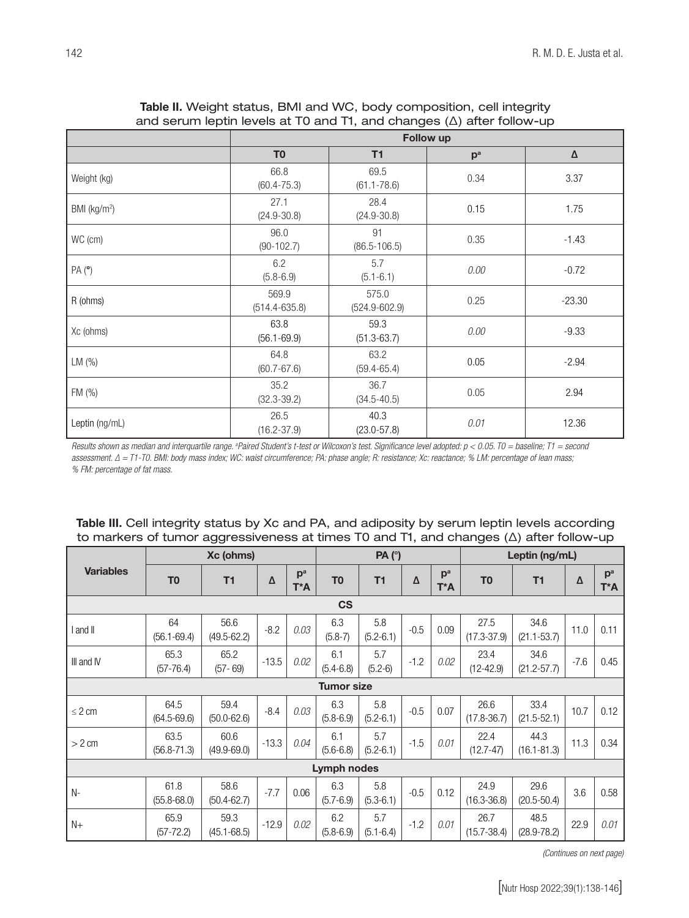**Table II.** Weight status, BMI and WC, body composition, cell integrity and serum leptin levels at T0 and T1, and changes (Δ) after follow-up

| | Follow up | | | |
|---|---|---|---|---|
| | T0 | T1 | p[a] | Δ |
| Weight (kg) | 66.8 (60.4-75.3) | 69.5 (61.1-78.6) | 0.34 | 3.37 |
| BMI (kg/m²) | 27.1 (24.9-30.8) | 28.4 (24.9-30.8) | 0.15 | 1.75 |
| WC (cm) | 96.0 (90-102.7) | 91 (86.5-106.5) | 0.35 | -1.43 |
| PA (°) | 6.2 (5.8-6.9) | 5.7 (5.1-6.1) | *0.00* | -0.72 |
| R (ohms) | 569.9 (514.4-635.8) | 575.0 (524.9-602.9) | 0.25 | -23.30 |
| Xc (ohms) | 63.8 (56.1-69.9) | 59.3 (51.3-63.7) | *0.00* | -9.33 |
| LM (%) | 64.8 (60.7-67.6) | 63.2 (59.4-65.4) | 0.05 | -2.94 |
| FM (%) | 35.2 (32.3-39.2) | 36.7 (34.5-40.5) | 0.05 | 2.94 |
| Leptin (ng/mL) | 26.5 (16.2-37.9) | 40.3 (23.0-57.8) | *0.01* | 12.36 |

*Results shown as median and interquartile range. [a]Paired Student's t-test or Wilcoxon's test. Significance level adopted: $p < 0.05$. T0 = baseline; T1 = second assessment. Δ = T1-T0. BMI: body mass index; WC: waist circumference; PA: phase angle; R: resistance; Xc: reactance; % LM: percentage of lean mass; % FM: percentage of fat mass.*

**Table III.** Cell integrity status by Xc and PA, and adiposity by serum leptin levels according to markers of tumor aggressiveness at times T0 and T1, and changes (Δ) after follow-up

| Variables | Xc (ohms) | | | | PA (°) | | | | Leptin (ng/mL) | | | |
|---|---|---|---|---|---|---|---|---|---|---|---|---|
| | T0 | T1 | Δ | p[a] T*A | T0 | T1 | Δ | p[a] T*A | T0 | T1 | Δ | p[a] T*A |
| **CS** | | | | | | | | | | | | |
| I and II | 64 (56.1-69.4) | 56.6 (49.5-62.2) | -8.2 | *0.03* | 6.3 (5.8-7) | 5.8 (5.2-6.1) | -0.5 | 0.09 | 27.5 (17.3-37.9) | 34.6 (21.1-53.7) | 11.0 | 0.11 |
| III and IV | 65.3 (57-76.4) | 65.2 (57- 69) | -13.5 | *0.02* | 6.1 (5.4-6.8) | 5.7 (5.2-6) | -1.2 | *0.02* | 23.4 (12-42.9) | 34.6 (21.2-57.7) | -7.6 | 0.45 |
| **Tumor size** | | | | | | | | | | | | |
| ≤ 2 cm | 64.5 (64.5-69.6) | 59.4 (50.0-62.6) | -8.4 | *0.03* | 6.3 (5.8-6.9) | 5.8 (5.2-6.1) | -0.5 | 0.07 | 26.6 (17.8-36.7) | 33.4 (21.5-52.1) | 10.7 | 0.12 |
| > 2 cm | 63.5 (56.8-71.3) | 60.6 (49.9-69.0) | -13.3 | *0.04* | 6.1 (5.6-6.8) | 5.7 (5.2-6.1) | -1.5 | *0.01* | 22.4 (12.7-47) | 44.3 (16.1-81.3) | 11.3 | 0.34 |
| **Lymph nodes** | | | | | | | | | | | | |
| N- | 61.8 (55.8-68.0) | 58.6 (50.4-62.7) | -7.7 | 0.06 | 6.3 (5.7-6.9) | 5.8 (5.3-6.1) | -0.5 | 0.12 | 24.9 (16.3-36.8) | 29.6 (20.5-50.4) | 3.6 | 0.58 |
| N+ | 65.9 (57-72.2) | 59.3 (45.1-68.5) | -12.9 | *0.02* | 6.2 (5.8-6.9) | 5.7 (5.1-6.4) | -1.2 | *0.01* | 26.7 (15.7-38.4) | 48.5 (28.9-78.2) | 22.9 | *0.01* |

*(Continues on next page)*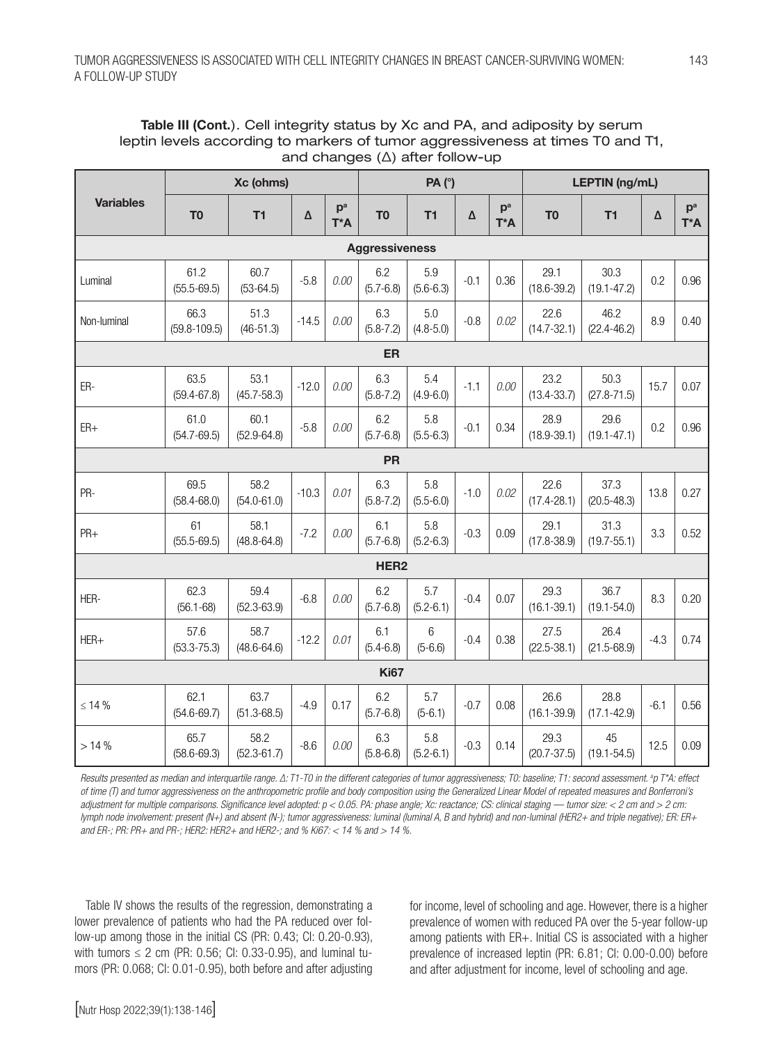**Table III (Cont.).** Cell integrity status by Xc and PA, and adiposity by serum leptin levels according to markers of tumor aggressiveness at times T0 and T1, and changes (Δ) after follow-up

| Variables | Xc (ohms) | | | | PA (°) | | | | LEPTIN (ng/mL) | | | |
|---|---|---|---|---|---|---|---|---|---|---|---|---|
| | T0 | T1 | Δ | p[a] T*A | T0 | T1 | Δ | p[a] T*A | T0 | T1 | Δ | p[a] T*A |
| **Aggressiveness** | | | | | | | | | | | | |
| Luminal | 61.2 (55.5-69.5) | 60.7 (53-64.5) | -5.8 | *0.00* | 6.2 (5.7-6.8) | 5.9 (5.6-6.3) | -0.1 | 0.36 | 29.1 (18.6-39.2) | 30.3 (19.1-47.2) | 0.2 | 0.96 |
| Non-luminal | 66.3 (59.8-109.5) | 51.3 (46-51.3) | -14.5 | *0.00* | 6.3 (5.8-7.2) | 5.0 (4.8-5.0) | -0.8 | *0.02* | 22.6 (14.7-32.1) | 46.2 (22.4-46.2) | 8.9 | 0.40 |
| **ER** | | | | | | | | | | | | |
| ER- | 63.5 (59.4-67.8) | 53.1 (45.7-58.3) | -12.0 | *0.00* | 6.3 (5.8-7.2) | 5.4 (4.9-6.0) | -1.1 | *0.00* | 23.2 (13.4-33.7) | 50.3 (27.8-71.5) | 15.7 | 0.07 |
| ER+ | 61.0 (54.7-69.5) | 60.1 (52.9-64.8) | -5.8 | *0.00* | 6.2 (5.7-6.8) | 5.8 (5.5-6.3) | -0.1 | 0.34 | 28.9 (18.9-39.1) | 29.6 (19.1-47.1) | 0.2 | 0.96 |
| **PR** | | | | | | | | | | | | |
| PR- | 69.5 (58.4-68.0) | 58.2 (54.0-61.0) | -10.3 | *0.01* | 6.3 (5.8-7.2) | 5.8 (5.5-6.0) | -1.0 | *0.02* | 22.6 (17.4-28.1) | 37.3 (20.5-48.3) | 13.8 | 0.27 |
| PR+ | 61 (55.5-69.5) | 58.1 (48.8-64.8) | -7.2 | *0.00* | 6.1 (5.7-6.8) | 5.8 (5.2-6.3) | -0.3 | 0.09 | 29.1 (17.8-38.9) | 31.3 (19.7-55.1) | 3.3 | 0.52 |
| **HER2** | | | | | | | | | | | | |
| HER- | 62.3 (56.1-68) | 59.4 (52.3-63.9) | -6.8 | *0.00* | 6.2 (5.7-6.8) | 5.7 (5.2-6.1) | -0.4 | 0.07 | 29.3 (16.1-39.1) | 36.7 (19.1-54.0) | 8.3 | 0.20 |
| HER+ | 57.6 (53.3-75.3) | 58.7 (48.6-64.6) | -12.2 | *0.01* | 6.1 (5.4-6.8) | 6 (5-6.6) | -0.4 | 0.38 | 27.5 (22.5-38.1) | 26.4 (21.5-68.9) | -4.3 | 0.74 |
| **Ki67** | | | | | | | | | | | | |
| ≤ 14 % | 62.1 (54.6-69.7) | 63.7 (51.3-68.5) | -4.9 | 0.17 | 6.2 (5.7-6.8) | 5.7 (5-6.1) | -0.7 | 0.08 | 26.6 (16.1-39.9) | 28.8 (17.1-42.9) | -6.1 | 0.56 |
| > 14 % | 65.7 (58.6-69.3) | 58.2 (52.3-61.7) | -8.6 | *0.00* | 6.3 (5.8-6.8) | 5.8 (5.2-6.1) | -0.3 | 0.14 | 29.3 (20.7-37.5) | 45 (19.1-54.5) | 12.5 | 0.09 |

*Results presented as median and interquartile range. Δ: T1-T0 in the different categories of tumor aggressiveness; T0: baseline; T1: second assessment. [a]p T\*A: effect of time (T) and tumor aggressiveness on the anthropometric profile and body composition using the Generalized Linear Model of repeated measures and Bonferroni's adjustment for multiple comparisons. Significance level adopted: p < 0.05. PA: phase angle; Xc: reactance; CS: clinical staging — tumor size: < 2 cm and > 2 cm: lymph node involvement: present (N+) and absent (N-); tumor aggressiveness: luminal (luminal A, B and hybrid) and non-luminal (HER2+ and triple negative); ER: ER+ and ER-; PR: PR+ and PR-; HER2: HER2+ and HER2-; and % Ki67: < 14 % and > 14 %.*

Table IV shows the results of the regression, demonstrating a lower prevalence of patients who had the PA reduced over follow-up among those in the initial CS (PR: 0.43; CI: 0.20-0.93), with tumors ≤ 2 cm (PR: 0.56; CI: 0.33-0.95), and luminal tumors (PR: 0.068; CI: 0.01-0.95), both before and after adjusting for income, level of schooling and age. However, there is a higher prevalence of women with reduced PA over the 5-year follow-up among patients with ER+. Initial CS is associated with a higher prevalence of increased leptin (PR: 6.81; CI: 0.00-0.00) before and after adjustment for income, level of schooling and age.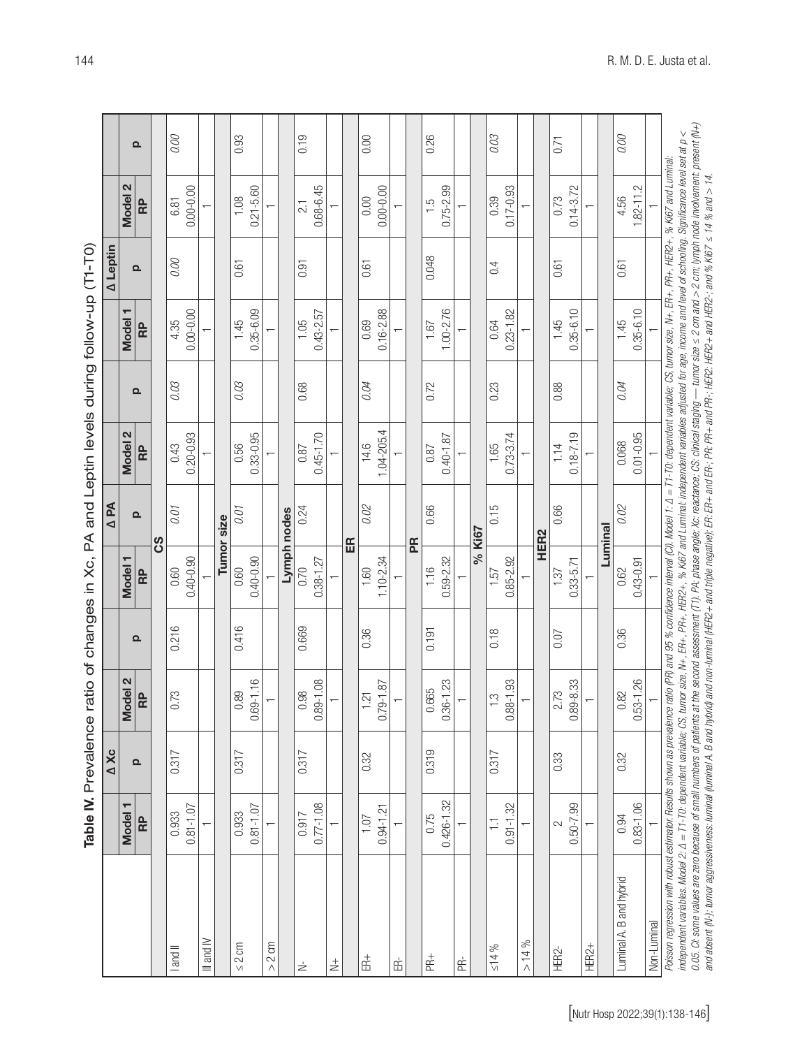**Table IV.** Prevalence ratio of changes in Xc, PA and Leptin levels during follow-up (T1-T0)

| | Δ Xc | | | | Δ PA | | | | Δ Leptin | | | |
|---|---|---|---|---|---|---|---|---|---|---|---|---|
| | Model 1 | | Model 2 | | Model 1 | | Model 2 | | Model 1 | | Model 2 | |
| | RP | p | RP | p | RP | p | RP | p | RP | p | RP | p |
| **CS** | | | | | | | | | | | | |
| I and II | 0.933<br>0.81-1.07 | 0.317 | 0.73 | 0.216 | 0.60<br>0.40-0.90 | *0.01* | 0.43<br>0.20-0.93 | *0.03* | 4.35<br>0.00-0.00 | *0.00* | 6.81<br>0.00-0.00 | *0.00* |
| III and IV | 1 | | | | 1 | | 1 | | 1 | | 1 | |
| **Tumor size** | | | | | | | | | | | | |
| ≤ 2 cm | 0.933<br>0.81-1.07 | 0.317 | 0.89<br>0.69-1.16 | 0.416 | 0.60<br>0.40-0.90 | *0.01* | 0.56<br>0.33-0.95 | *0.03* | 1.45<br>0.35-6.09 | 0.61 | 1.08<br>0.21-5.60 | 0.93 |
| > 2 cm | 1 | | 1 | | 1 | | 1 | | 1 | | 1 | |
| **Lymph nodes** | | | | | | | | | | | | |
| N- | 0.917<br>0.77-1.08 | 0.317 | 0.98<br>0.89-1.08 | 0.669 | 0.70<br>0.38-1.27 | 0.24 | 0.87<br>0.45-1.70 | 0.68 | 1.05<br>0.43-2.57 | 0.91 | 2.1<br>0.68-6.45 | 0.19 |
| N+ | 1 | | 1 | | 1 | | 1 | | 1 | | 1 | |
| **ER** | | | | | | | | | | | | |
| ER+ | 1.07<br>0.94-1.21 | 0.32 | 1.21<br>0.79-1.87 | 0.36 | 1.60<br>1.10-2.34 | *0.02* | 14.6<br>1.04-205.4 | *0.04* | 0.69<br>0.16-2.88 | 0.61 | 0.00<br>0.00-0.00 | 0.00 |
| ER- | 1 | | 1 | | 1 | | 1 | | 1 | | 1 | |
| **PR** | | | | | | | | | | | | |
| PR+ | 0.75<br>0.426-1.32 | 0.319 | 0.665<br>0.36-1.23 | 0.191 | 1.16<br>0.59-2.32 | 0.66 | 0.87<br>0.40-1.87 | 0.72 | 1.67<br>1.00-2.76 | 0.048 | 1.5<br>0.75-2.99 | 0.26 |
| PR- | 1 | | 1 | | 1 | | 1 | | 1 | | 1 | |
| **% Ki67** | | | | | | | | | | | | |
| ≤14 % | 1.1<br>0.91-1.32 | 0.317 | 1.3<br>0.88-1.93 | 0.18 | 1.57<br>0.85-2.92 | 0.15 | 1.65<br>0.73-3.74 | 0.23 | 0.64<br>0.23-1.82 | 0.4 | 0.39<br>0.17-0.93 | *0.03* |
| > 14 % | 1 | | 1 | | 1 | | 1 | | 1 | | 1 | |
| **HER2** | | | | | | | | | | | | |
| HER2- | 2<br>0.50-7.99 | 0.33 | 2.73<br>0.89-8.33 | 0.07 | 1.37<br>0.33-5.71 | 0.66 | 1.14<br>0.18-7.19 | 0.88 | 1.45<br>0.35-6.10 | 0.61 | 0.73<br>0.14-3.72 | 0.71 |
| HER2+ | 1 | | 1 | | 1 | | 1 | | 1 | | 1 | |
| **Luminal** | | | | | | | | | | | | |
| Luminal A, B and hybrid | 0.94<br>0.83-1.06 | 0.32 | 0.82<br>0.53-1.26 | 0.36 | 0.62<br>0.43-0.91 | *0.02* | 0.068<br>0.01-0.95 | *0.04* | 1.45<br>0.35-6.10 | 0.61 | 4.56<br>1.82-11.2 | *0.00* |
| Non-Luminal | 1 | | 1 | | 1 | | 1 | | 1 | | 1 | |

*Poisson regression with robust estimator. Results shown as prevalence ratio (PR) and 95 % confidence interval (CI). Model 1: Δ = T1-T0: dependent variable; CS, tumor size, N+, ER+, PR+, HER2+, % Ki67 and Luminal: independent variables. Model 2: Δ = T1-T0: dependent variable; CS, tumor size, N+, ER+, PR+, HER2+, % Ki67 and Luminal: independent variables adjusted for age, income and level of schooling. Significance level set at p < 0.05. CI: some values are zero because of small numbers of patients at the second assessment (T1). PA: phase angle; Xc: reactance; CS: clinical staging — tumor size ≤ 2 cm and > 2 cm; lymph node involvement: present (N+) and absent (N-); tumor aggressiveness: luminal (luminal A, B and hybrid) and non-luminal (HER2+ and triple negative); ER: ER+ and ER-; PR: PR+ and PR-; HER2: HER2+ and HER2-; and % Ki67 ≤ 14 % and > 14.*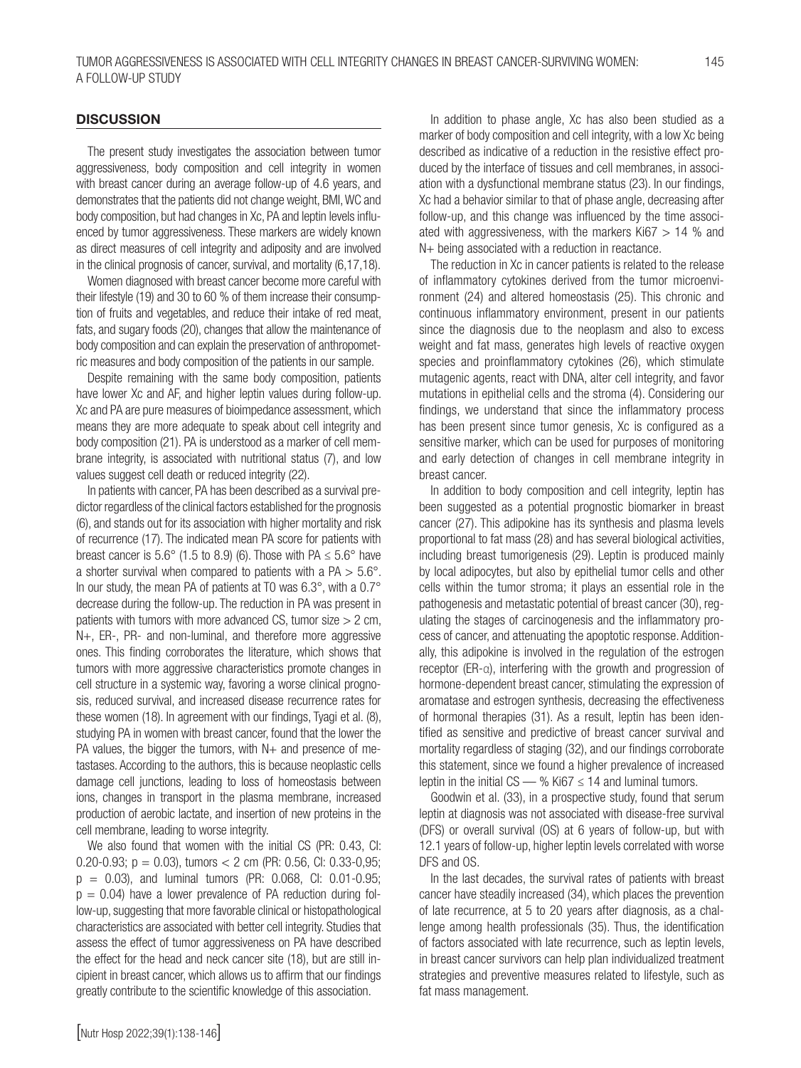## DISCUSSION

The present study investigates the association between tumor aggressiveness, body composition and cell integrity in women with breast cancer during an average follow-up of 4.6 years, and demonstrates that the patients did not change weight, BMI, WC and body composition, but had changes in Xc, PA and leptin levels influenced by tumor aggressiveness. These markers are widely known as direct measures of cell integrity and adiposity and are involved in the clinical prognosis of cancer, survival, and mortality (6,17,18).

Women diagnosed with breast cancer become more careful with their lifestyle (19) and 30 to 60 % of them increase their consumption of fruits and vegetables, and reduce their intake of red meat, fats, and sugary foods (20), changes that allow the maintenance of body composition and can explain the preservation of anthropometric measures and body composition of the patients in our sample.

Despite remaining with the same body composition, patients have lower Xc and AF, and higher leptin values during follow-up. Xc and PA are pure measures of bioimpedance assessment, which means they are more adequate to speak about cell integrity and body composition (21). PA is understood as a marker of cell membrane integrity, is associated with nutritional status (7), and low values suggest cell death or reduced integrity (22).

In patients with cancer, PA has been described as a survival predictor regardless of the clinical factors established for the prognosis (6), and stands out for its association with higher mortality and risk of recurrence (17). The indicated mean PA score for patients with breast cancer is 5.6° (1.5 to 8.9) (6). Those with PA ≤ 5.6° have a shorter survival when compared to patients with a PA > 5.6°. In our study, the mean PA of patients at T0 was 6.3°, with a 0.7° decrease during the follow-up. The reduction in PA was present in patients with tumors with more advanced CS, tumor size > 2 cm, N+, ER-, PR- and non-luminal, and therefore more aggressive ones. This finding corroborates the literature, which shows that tumors with more aggressive characteristics promote changes in cell structure in a systemic way, favoring a worse clinical prognosis, reduced survival, and increased disease recurrence rates for these women (18). In agreement with our findings, Tyagi et al. (8), studying PA in women with breast cancer, found that the lower the PA values, the bigger the tumors, with N+ and presence of metastases. According to the authors, this is because neoplastic cells damage cell junctions, leading to loss of homeostasis between ions, changes in transport in the plasma membrane, increased production of aerobic lactate, and insertion of new proteins in the cell membrane, leading to worse integrity.

We also found that women with the initial CS (PR: 0.43, CI: 0.20-0.93; p = 0.03), tumors < 2 cm (PR: 0.56, CI: 0.33-0,95; p = 0.03), and luminal tumors (PR: 0.068, CI: 0.01-0.95; p = 0.04) have a lower prevalence of PA reduction during follow-up, suggesting that more favorable clinical or histopathological characteristics are associated with better cell integrity. Studies that assess the effect of tumor aggressiveness on PA have described the effect for the head and neck cancer site (18), but are still incipient in breast cancer, which allows us to affirm that our findings greatly contribute to the scientific knowledge of this association.

In addition to phase angle, Xc has also been studied as a marker of body composition and cell integrity, with a low Xc being described as indicative of a reduction in the resistive effect produced by the interface of tissues and cell membranes, in association with a dysfunctional membrane status (23). In our findings, Xc had a behavior similar to that of phase angle, decreasing after follow-up, and this change was influenced by the time associated with aggressiveness, with the markers Ki67 > 14 % and N+ being associated with a reduction in reactance.

The reduction in Xc in cancer patients is related to the release of inflammatory cytokines derived from the tumor microenvironment (24) and altered homeostasis (25). This chronic and continuous inflammatory environment, present in our patients since the diagnosis due to the neoplasm and also to excess weight and fat mass, generates high levels of reactive oxygen species and proinflammatory cytokines (26), which stimulate mutagenic agents, react with DNA, alter cell integrity, and favor mutations in epithelial cells and the stroma (4). Considering our findings, we understand that since the inflammatory process has been present since tumor genesis, Xc is configured as a sensitive marker, which can be used for purposes of monitoring and early detection of changes in cell membrane integrity in breast cancer.

In addition to body composition and cell integrity, leptin has been suggested as a potential prognostic biomarker in breast cancer (27). This adipokine has its synthesis and plasma levels proportional to fat mass (28) and has several biological activities, including breast tumorigenesis (29). Leptin is produced mainly by local adipocytes, but also by epithelial tumor cells and other cells within the tumor stroma; it plays an essential role in the pathogenesis and metastatic potential of breast cancer (30), regulating the stages of carcinogenesis and the inflammatory process of cancer, and attenuating the apoptotic response. Additionally, this adipokine is involved in the regulation of the estrogen receptor (ER-α), interfering with the growth and progression of hormone-dependent breast cancer, stimulating the expression of aromatase and estrogen synthesis, decreasing the effectiveness of hormonal therapies (31). As a result, leptin has been identified as sensitive and predictive of breast cancer survival and mortality regardless of staging (32), and our findings corroborate this statement, since we found a higher prevalence of increased leptin in the initial CS — % Ki67 ≤ 14 and luminal tumors.

Goodwin et al. (33), in a prospective study, found that serum leptin at diagnosis was not associated with disease-free survival (DFS) or overall survival (OS) at 6 years of follow-up, but with 12.1 years of follow-up, higher leptin levels correlated with worse DFS and OS.

In the last decades, the survival rates of patients with breast cancer have steadily increased (34), which places the prevention of late recurrence, at 5 to 20 years after diagnosis, as a challenge among health professionals (35). Thus, the identification of factors associated with late recurrence, such as leptin levels, in breast cancer survivors can help plan individualized treatment strategies and preventive measures related to lifestyle, such as fat mass management.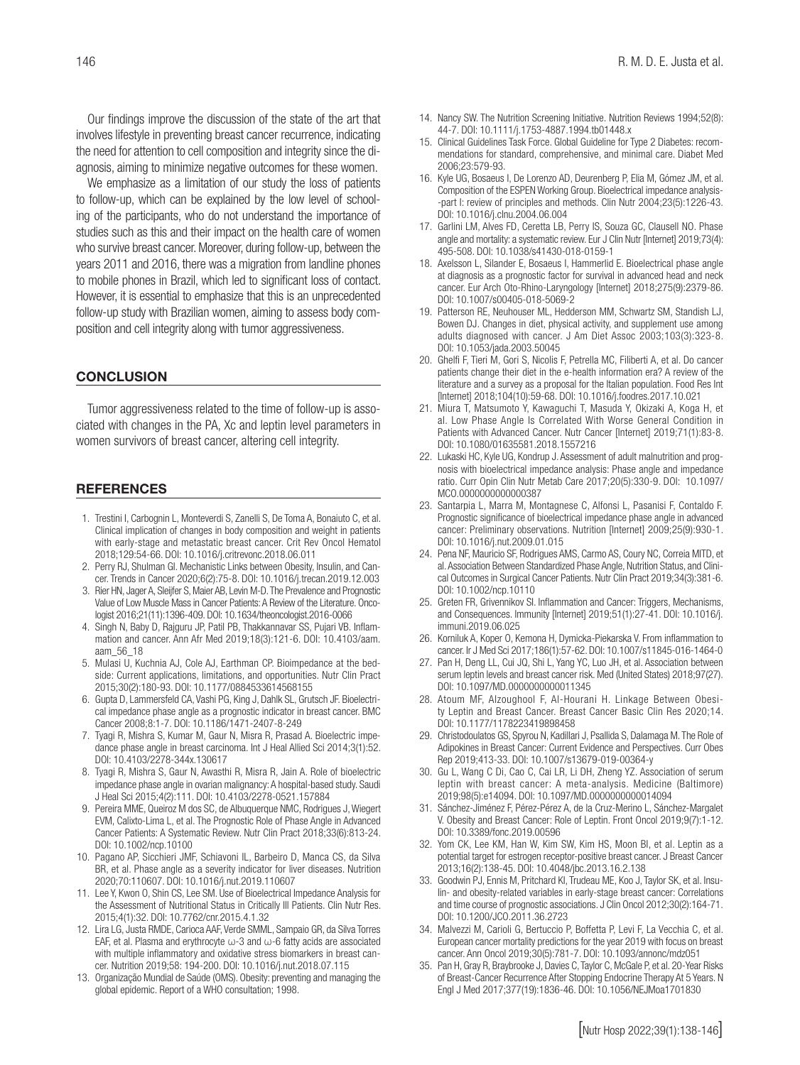Our findings improve the discussion of the state of the art that involves lifestyle in preventing breast cancer recurrence, indicating the need for attention to cell composition and integrity since the diagnosis, aiming to minimize negative outcomes for these women.

We emphasize as a limitation of our study the loss of patients to follow-up, which can be explained by the low level of schooling of the participants, who do not understand the importance of studies such as this and their impact on the health care of women who survive breast cancer. Moreover, during follow-up, between the years 2011 and 2016, there was a migration from landline phones to mobile phones in Brazil, which led to significant loss of contact. However, it is essential to emphasize that this is an unprecedented follow-up study with Brazilian women, aiming to assess body composition and cell integrity along with tumor aggressiveness.

## CONCLUSION

Tumor aggressiveness related to the time of follow-up is associated with changes in the PA, Xc and leptin level parameters in women survivors of breast cancer, altering cell integrity.

## REFERENCES

1. Trestini I, Carbognin L, Monteverdi S, Zanelli S, De Toma A, Bonaiuto C, et al. Clinical implication of changes in body composition and weight in patients with early-stage and metastatic breast cancer. Crit Rev Oncol Hematol 2018;129:54-66. DOI: 10.1016/j.critrevonc.2018.06.011
2. Perry RJ, Shulman GI. Mechanistic Links between Obesity, Insulin, and Cancer. Trends in Cancer 2020;6(2):75-8. DOI: 10.1016/j.trecan.2019.12.003
3. Rier HN, Jager A, Sleijfer S, Maier AB, Levin M-D. The Prevalence and Prognostic Value of Low Muscle Mass in Cancer Patients: A Review of the Literature. Oncologist 2016;21(11):1396-409. DOI: 10.1634/theoncologist.2016-0066
4. Singh N, Baby D, Rajguru JP, Patil PB, Thakkannavar SS, Pujari VB. Inflammation and cancer. Ann Afr Med 2019;18(3):121-6. DOI: 10.4103/aam.aam_56_18
5. Mulasi U, Kuchnia AJ, Cole AJ, Earthman CP. Bioimpedance at the bedside: Current applications, limitations, and opportunities. Nutr Clin Pract 2015;30(2):180-93. DOI: 10.1177/0884533614568155
6. Gupta D, Lammersfeld CA, Vashi PG, King J, Dahlk SL, Grutsch JF. Bioelectrical impedance phase angle as a prognostic indicator in breast cancer. BMC Cancer 2008;8:1-7. DOI: 10.1186/1471-2407-8-249
7. Tyagi R, Mishra S, Kumar M, Gaur N, Misra R, Prasad A. Bioelectric impedance phase angle in breast carcinoma. Int J Heal Allied Sci 2014;3(1):52. DOI: 10.4103/2278-344x.130617
8. Tyagi R, Mishra S, Gaur N, Awasthi R, Misra R, Jain A. Role of bioelectric impedance phase angle in ovarian malignancy: A hospital-based study. Saudi J Heal Sci 2015;4(2):111. DOI: 10.4103/2278-0521.157884
9. Pereira MME, Queiroz M dos SC, de Albuquerque NMC, Rodrigues J, Wiegert EVM, Calixto-Lima L, et al. The Prognostic Role of Phase Angle in Advanced Cancer Patients: A Systematic Review. Nutr Clin Pract 2018;33(6):813-24. DOI: 10.1002/ncp.10100
10. Pagano AP, Sicchieri JMF, Schiavoni IL, Barbeiro D, Manca CS, da Silva BR, et al. Phase angle as a severity indicator for liver diseases. Nutrition 2020;70:110607. DOI: 10.1016/j.nut.2019.110607
11. Lee Y, Kwon O, Shin CS, Lee SM. Use of Bioelectrical Impedance Analysis for the Assessment of Nutritional Status in Critically Ill Patients. Clin Nutr Res. 2015;4(1):32. DOI: 10.7762/cnr.2015.4.1.32
12. Lira LG, Justa RMDE, Carioca AAF, Verde SMML, Sampaio GR, da Silva Torres EAF, et al. Plasma and erythrocyte ω-3 and ω-6 fatty acids are associated with multiple inflammatory and oxidative stress biomarkers in breast cancer. Nutrition 2019;58: 194-200. DOI: 10.1016/j.nut.2018.07.115
13. Organização Mundial de Saúde (OMS). Obesity: preventing and managing the global epidemic. Report of a WHO consultation; 1998.
14. Nancy SW. The Nutrition Screening Initiative. Nutrition Reviews 1994;52(8): 44-7. DOI: 10.1111/j.1753-4887.1994.tb01448.x
15. Clinical Guidelines Task Force. Global Guideline for Type 2 Diabetes: recommendations for standard, comprehensive, and minimal care. Diabet Med 2006;23:579-93.
16. Kyle UG, Bosaeus I, De Lorenzo AD, Deurenberg P, Elia M, Gómez JM, et al. Composition of the ESPEN Working Group. Bioelectrical impedance analysis--part I: review of principles and methods. Clin Nutr 2004;23(5):1226-43. DOI: 10.1016/j.clnu.2004.06.004
17. Garlini LM, Alves FD, Ceretta LB, Perry IS, Souza GC, Clausell NO. Phase angle and mortality: a systematic review. Eur J Clin Nutr [Internet] 2019;73(4): 495-508. DOI: 10.1038/s41430-018-0159-1
18. Axelsson L, Silander E, Bosaeus I, Hammerlid E. Bioelectrical phase angle at diagnosis as a prognostic factor for survival in advanced head and neck cancer. Eur Arch Oto-Rhino-Laryngology [Internet] 2018;275(9):2379-86. DOI: 10.1007/s00405-018-5069-2
19. Patterson RE, Neuhouser ML, Hedderson MM, Schwartz SM, Standish LJ, Bowen DJ. Changes in diet, physical activity, and supplement use among adults diagnosed with cancer. J Am Diet Assoc 2003;103(3):323-8. DOI: 10.1053/jada.2003.50045
20. Ghelfi F, Tieri M, Gori S, Nicolis F, Petrella MC, Filiberti A, et al. Do cancer patients change their diet in the e-health information era? A review of the literature and a survey as a proposal for the Italian population. Food Res Int [Internet] 2018;104(10):59-68. DOI: 10.1016/j.foodres.2017.10.021
21. Miura T, Matsumoto Y, Kawaguchi T, Masuda Y, Okizaki A, Koga H, et al. Low Phase Angle Is Correlated With Worse General Condition in Patients with Advanced Cancer. Nutr Cancer [Internet] 2019;71(1):83-8. DOI: 10.1080/01635581.2018.1557216
22. Lukaski HC, Kyle UG, Kondrup J. Assessment of adult malnutrition and prognosis with bioelectrical impedance analysis: Phase angle and impedance ratio. Curr Opin Clin Nutr Metab Care 2017;20(5):330-9. DOI: 10.1097/MCO.0000000000000387
23. Santarpia L, Marra M, Montagnese C, Alfonsi L, Pasanisi F, Contaldo F. Prognostic significance of bioelectrical impedance phase angle in advanced cancer: Preliminary observations. Nutrition [Internet] 2009;25(9):930-1. DOI: 10.1016/j.nut.2009.01.015
24. Pena NF, Mauricio SF, Rodrigues AMS, Carmo AS, Coury NC, Correia MITD, et al. Association Between Standardized Phase Angle, Nutrition Status, and Clinical Outcomes in Surgical Cancer Patients. Nutr Clin Pract 2019;34(3):381-6. DOI: 10.1002/ncp.10110
25. Greten FR, Grivennikov SI. Inflammation and Cancer: Triggers, Mechanisms, and Consequences. Immunity [Internet] 2019;51(1):27-41. DOI: 10.1016/j.immuni.2019.06.025
26. Korniluk A, Koper O, Kemona H, Dymicka-Piekarska V. From inflammation to cancer. Ir J Med Sci 2017;186(1):57-62. DOI: 10.1007/s11845-016-1464-0
27. Pan H, Deng LL, Cui JQ, Shi L, Yang YC, Luo JH, et al. Association between serum leptin levels and breast cancer risk. Med (United States) 2018;97(27). DOI: 10.1097/MD.0000000000011345
28. Atoum MF, Alzoughool F, Al-Hourani H. Linkage Between Obesity Leptin and Breast Cancer. Breast Cancer Basic Clin Res 2020;14. DOI: 10.1177/1178223419898458
29. Christodoulatos GS, Spyrou N, Kadillari J, Psallida S, Dalamaga M. The Role of Adipokines in Breast Cancer: Current Evidence and Perspectives. Curr Obes Rep 2019;413-33. DOI: 10.1007/s13679-019-00364-y
30. Gu L, Wang C Di, Cao C, Cai LR, Li DH, Zheng YZ. Association of serum leptin with breast cancer: A meta-analysis. Medicine (Baltimore) 2019;98(5):e14094. DOI: 10.1097/MD.0000000000014094
31. Sánchez-Jiménez F, Pérez-Pérez A, de la Cruz-Merino L, Sánchez-Margalet V. Obesity and Breast Cancer: Role of Leptin. Front Oncol 2019;9(7):1-12. DOI: 10.3389/fonc.2019.00596
32. Yom CK, Lee KM, Han W, Kim SW, Kim HS, Moon BI, et al. Leptin as a potential target for estrogen receptor-positive breast cancer. J Breast Cancer 2013;16(2):138-45. DOI: 10.4048/jbc.2013.16.2.138
33. Goodwin PJ, Ennis M, Pritchard KI, Trudeau ME, Koo J, Taylor SK, et al. Insulin- and obesity-related variables in early-stage breast cancer: Correlations and time course of prognostic associations. J Clin Oncol 2012;30(2):164-71. DOI: 10.1200/JCO.2011.36.2723
34. Malvezzi M, Carioli G, Bertuccio P, Boffetta P, Levi F, La Vecchia C, et al. European cancer mortality predictions for the year 2019 with focus on breast cancer. Ann Oncol 2019;30(5):781-7. DOI: 10.1093/annonc/mdz051
35. Pan H, Gray R, Braybrooke J, Davies C, Taylor C, McGale P, et al. 20-Year Risks of Breast-Cancer Recurrence After Stopping Endocrine Therapy At 5 Years. N Engl J Med 2017;377(19):1836-46. DOI: 10.1056/NEJMoa1701830